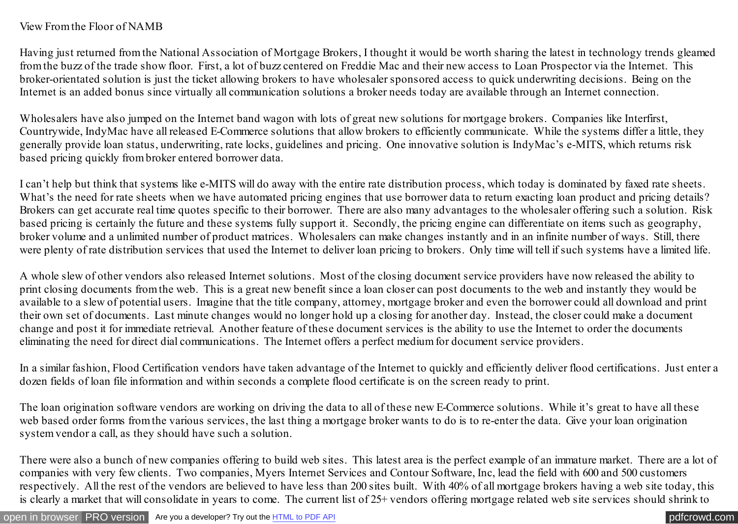View From the Floor of NAMB

Having just returned from the National Association of Mortgage Brokers, I thought it would be worth sharing the latest in technology trends gleamed from the buzz of the trade show floor. First, a lot of buzz centered on Freddie Mac and their new access to Loan Prospector via the Internet. This broker-orientated solution is just the ticket allowing brokers to have wholesaler sponsored access to quick underwriting decisions. Being on the Internet is an added bonus since virtually all communication solutions a broker needs today are available through an Internet connection.

Wholesalers have also jumped on the Internet band wagon with lots of great new solutions for mortgage brokers. Companies like Interfirst, Countrywide, IndyMac have all released E-Commerce solutions that allow brokers to efficiently communicate. While the systems differ a little, they generally provide loan status, underwriting, rate locks, guidelines and pricing. One innovative solution is IndyMac's e-MITS, which returns risk based pricing quickly from broker entered borrower data.

I can't help but think that systems like e-MITS will do away with the entire rate distribution process, which today is dominated by faxed rate sheets. What's the need for rate sheets when we have automated pricing engines that use borrower data to return exacting loan product and pricing details? Brokers can get accurate real time quotes specific to their borrower. There are also many advantages to the wholesaler offering such a solution. Risk based pricing is certainly the future and these systems fully support it. Secondly, the pricing engine can differentiate on items such as geography, broker volume and a unlimited number of product matrices. Wholesalers can make changes instantly and in an infinite number of ways. Still, there were plenty of rate distribution services that used the Internet to deliver loan pricing to brokers. Only time will tell if such systems have a limited life.

A whole slew of other vendors also released Internet solutions. Most of the closing document service providers have now released the ability to print closing documents from the web. This is a great new benefit since a loan closer can post documents to the web and instantly they would be available to a slew of potential users. Imagine that the title company, attorney, mortgage broker and even the borrower could all download and print their own set of documents. Last minute changes would no longer hold up a closing for another day. Instead, the closer could make a document change and post it for immediate retrieval. Another feature of these document services is the ability to use the Internet to order the documents eliminating the need for direct dial communications. The Internet offers a perfect medium for document service providers.

In a similar fashion, Flood Certification vendors have taken advantage of the Internet to quickly and efficiently deliver flood certifications. Just enter a dozen fields of loan file information and within seconds a complete flood certificate is on the screen ready to print.

The loan origination software vendors are working on driving the data to all of these new E-Commerce solutions. While it's great to have all these web based order forms from the various services, the last thing a mortgage broker wants to do is to re-enter the data. Give your loan origination system vendor a call, as they should have such a solution.

There were also a bunch of new companies offering to build web sites. This latest area is the perfect example of an immature market. There are a lot of companies with very few clients. Two companies, Myers Internet Services and Contour Software, Inc, lead the field with 600 and 500 customers respectively. All the rest of the vendors are believed to have less than 200 sites built. With 40% of all mortgage brokers having a web site today, this is clearly a market that will consolidate in years to come. The current list of 25+ vendors offering mortgage related web site services should shrink to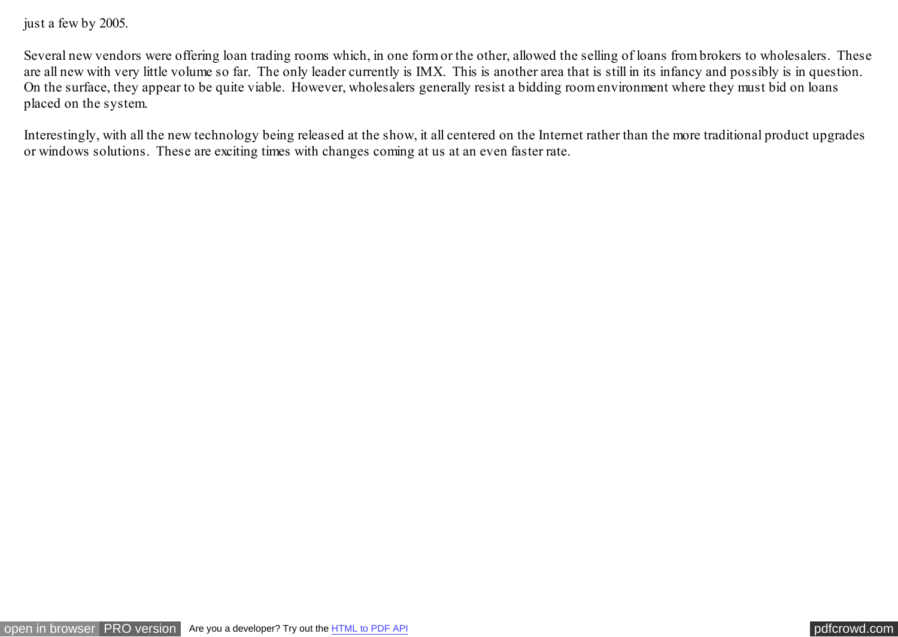just a few by 2005.

Several new vendors were offering loan trading rooms which, in one form or the other, allowed the selling of loans from brokers to wholesalers. These are all new with very little volume so far. The only leader currently is IMX. This is another area that is still in its infancy and possibly is in question. On the surface, they appear to be quite viable. However, wholesalers generally resist a bidding room environment where they must bid on loans placed on the system.

Interestingly, with all the new technology being released at the show, it all centered on the Internet rather than the more traditional product upgrades or windows solutions. These are exciting times with changes coming at us at an even faster rate.